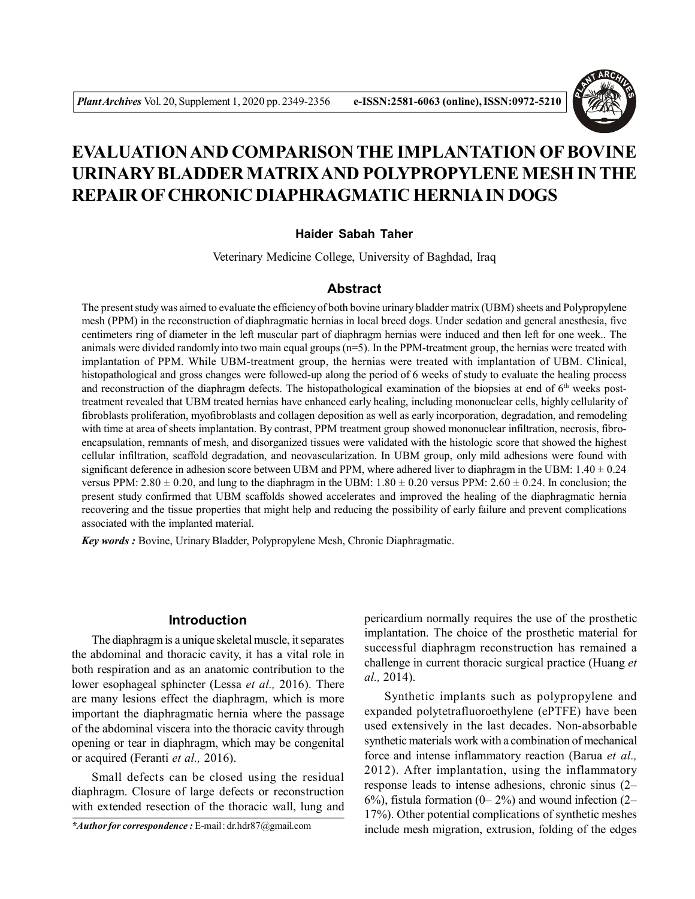# EVALUATION AND COMPARISON THE IMPLANTATION OF BOVINE URINARY BLADDER MATRIX AND POLYPROPYLENE MESH IN THE REPAIR OF CHRONIC DIAPHRAGMATIC HERNIA IN DOGS

**Haider Sabah Taher**

Veterinary Medicine College, University of Baghdad, Iraq

## Abstract

The present study was aimed to evaluate the efficiency of both bovine urinary bladder matrix (UBM) sheets and Polypropylene mesh (PPM) in the reconstruction of diaphragmatic hernias in local breed dogs. Under sedation and general anesthesia, five centimeters ring of diameter in the left muscular part of diaphragm hernias were induced and then left for one week.. The animals were divided randomly into two main equal groups (n=5). In the PPM-treatment group, the hernias were treated with implantation of PPM. While UBM-treatment group, the hernias were treated with implantation of UBM. Clinical, histopathological and gross changes were followed-up along the period of 6 weeks of study to evaluate the healing process and reconstruction of the diaphragm defects. The histopathological examination of the biopsies at end of 6th weeks post-treatment revealed that UBM treated hernias have enhanced early healing, including mononuclear cells, highly cellularity of fibroblasts proliferation, myofibroblasts and collagen deposition as well as early incorporation, degradation, and remodeling with time at area of sheets implantation. By contrast, PPM treatment group showed mononuclear infiltration, necrosis, fibro-encapsulation, remnants of mesh, and disorganized tissues were validated with the histologic score that showed the highest cellular infiltration, scaffold degradation, and neovascularization. In UBM group, only mild adhesions were found with significant deference in adhesion score between UBM and PPM, where adhered liver to diaphragm in the UBM: $1.40 \pm 0.24$ versus PPM: $2.80 \pm 0.20$, and lung to the diaphragm in the UBM: $1.80 \pm 0.20$ versus PPM: $2.60 \pm 0.24$. In conclusion; the present study confirmed that UBM scaffolds showed accelerates and improved the healing of the diaphragmatic hernia recovering and the tissue properties that might help and reducing the possibility of early failure and prevent complications associated with the implanted material.

***Key words :*** Bovine, Urinary Bladder, Polypropylene Mesh, Chronic Diaphragmatic.

## Introduction

The diaphragm is a unique skeletal muscle, it separates the abdominal and thoracic cavity, it has a vital role in both respiration and as an anatomic contribution to the lower esophageal sphincter (Lessa *et al.,* 2016). There are many lesions effect the diaphragm, which is more important the diaphragmatic hernia where the passage of the abdominal viscera into the thoracic cavity through opening or tear in diaphragm, which may be congenital or acquired (Feranti *et al.,* 2016).

Small defects can be closed using the residual diaphragm. Closure of large defects or reconstruction with extended resection of the thoracic wall, lung and pericardium normally requires the use of the prosthetic implantation. The choice of the prosthetic material for successful diaphragm reconstruction has remained a challenge in current thoracic surgical practice (Huang *et al.,* 2014).

Synthetic implants such as polypropylene and expanded polytetrafluoroethylene (ePTFE) have been used extensively in the last decades. Non-absorbable synthetic materials work with a combination of mechanical force and intense inflammatory reaction (Barua *et al.,* 2012). After implantation, using the inflammatory response leads to intense adhesions, chronic sinus (2–6%), fistula formation (0– 2%) and wound infection (2–17%). Other potential complications of synthetic meshes include mesh migration, extrusion, folding of the edges

***Author for correspondence :** E-mail : dr.hdr87@gmail.com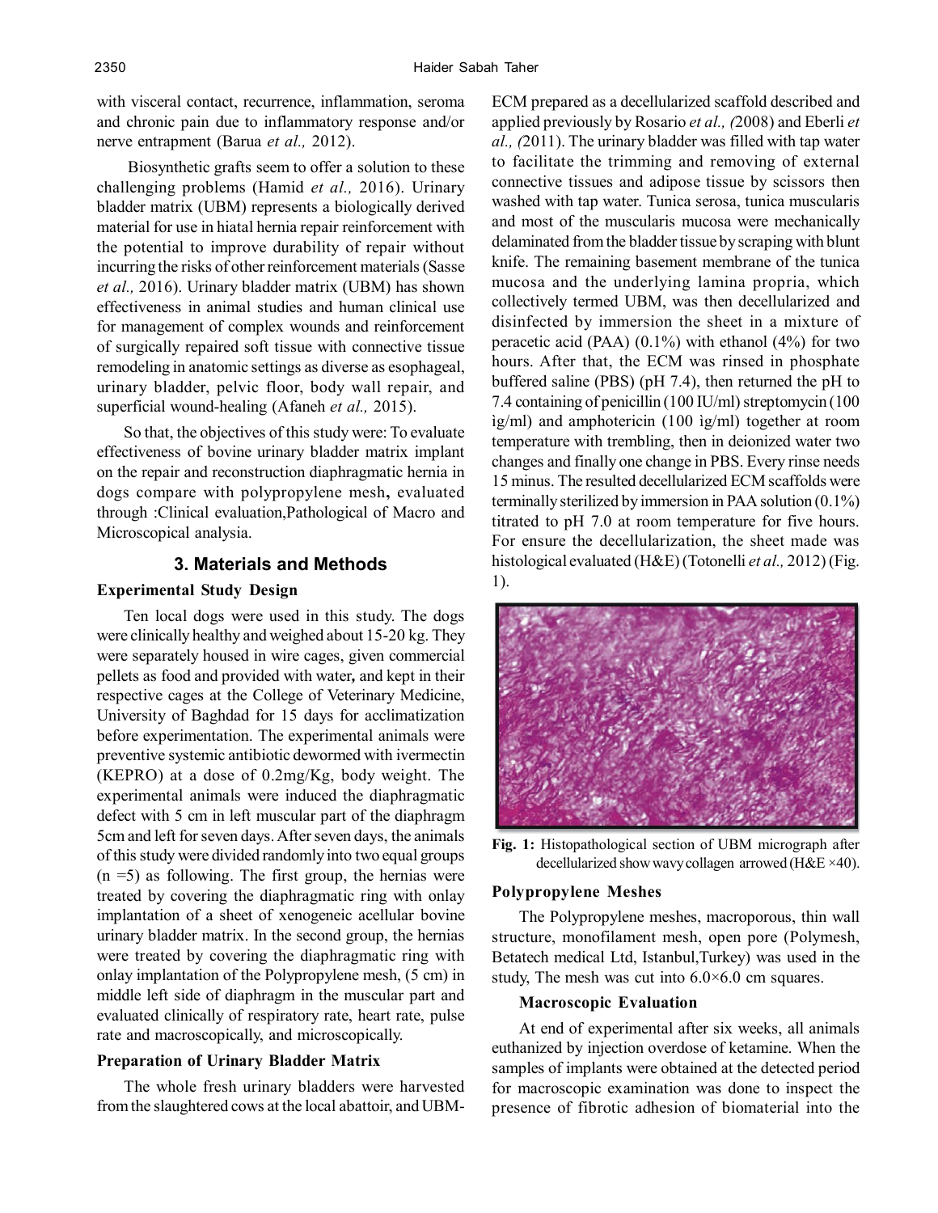with visceral contact, recurrence, inflammation, seroma and chronic pain due to inflammatory response and/or nerve entrapment (Barua *et al.,* 2012).

Biosynthetic grafts seem to offer a solution to these challenging problems (Hamid *et al.,* 2016). Urinary bladder matrix (UBM) represents a biologically derived material for use in hiatal hernia repair reinforcement with the potential to improve durability of repair without incurring the risks of other reinforcement materials (Sasse *et al.,* 2016). Urinary bladder matrix (UBM) has shown effectiveness in animal studies and human clinical use for management of complex wounds and reinforcement of surgically repaired soft tissue with connective tissue remodeling in anatomic settings as diverse as esophageal, urinary bladder, pelvic floor, body wall repair, and superficial wound-healing (Afaneh *et al.,* 2015).

So that, the objectives of this study were: To evaluate effectiveness of bovine urinary bladder matrix implant on the repair and reconstruction diaphragmatic hernia in dogs compare with polypropylene mesh**,** evaluated through :Clinical evaluation,Pathological of Macro and Microscopical analysia.

## 3. Materials and Methods

### Experimental Study Design

Ten local dogs were used in this study. The dogs were clinically healthy and weighed about 15-20 kg. They were separately housed in wire cages, given commercial pellets as food and provided with water**,** and kept in their respective cages at the College of Veterinary Medicine, University of Baghdad for 15 days for acclimatization before experimentation. The experimental animals were preventive systemic antibiotic dewormed with ivermectin (KEPRO) at a dose of 0.2mg/Kg, body weight. The experimental animals were induced the diaphragmatic defect with 5 cm in left muscular part of the diaphragm 5cm and left for seven days. After seven days, the animals of this study were divided randomly into two equal groups (n =5) as following. The first group, the hernias were treated by covering the diaphragmatic ring with onlay implantation of a sheet of xenogeneic acellular bovine urinary bladder matrix. In the second group, the hernias were treated by covering the diaphragmatic ring with onlay implantation of the Polypropylene mesh, (5 cm) in middle left side of diaphragm in the muscular part and evaluated clinically of respiratory rate, heart rate, pulse rate and macroscopically, and microscopically.

### Preparation of Urinary Bladder Matrix

The whole fresh urinary bladders were harvested from the slaughtered cows at the local abattoir, and UBM-ECM prepared as a decellularized scaffold described and applied previously by Rosario *et al., (*2008) and Eberli *et al., (*2011). The urinary bladder was filled with tap water to facilitate the trimming and removing of external connective tissues and adipose tissue by scissors then washed with tap water. Tunica serosa, tunica muscularis and most of the muscularis mucosa were mechanically delaminated from the bladder tissue by scraping with blunt knife. The remaining basement membrane of the tunica mucosa and the underlying lamina propria, which collectively termed UBM, was then decellularized and disinfected by immersion the sheet in a mixture of peracetic acid (PAA) (0.1%) with ethanol (4%) for two hours. After that, the ECM was rinsed in phosphate buffered saline (PBS) (pH 7.4), then returned the pH to 7.4 containing of penicillin (100 IU/ml) streptomycin (100 ìg/ml) and amphotericin (100 ìg/ml) together at room temperature with trembling, then in deionized water two changes and finally one change in PBS. Every rinse needs 15 minus. The resulted decellularized ECM scaffolds were terminally sterilized by immersion in PAA solution (0.1%) titrated to pH 7.0 at room temperature for five hours. For ensure the decellularization, the sheet made was histological evaluated (H&E) (Totonelli *et al.,* 2012) (Fig. 1).

**Fig. 1:** Histopathological section of UBM micrograph after decellularized show wavy collagen arrowed (H&E ×40).

### Polypropylene Meshes

The Polypropylene meshes, macroporous, thin wall structure, monofilament mesh, open pore (Polymesh, Betatech medical Ltd, Istanbul,Turkey) was used in the study, The mesh was cut into 6.0×6.0 cm squares.

### Macroscopic Evaluation

At end of experimental after six weeks, all animals euthanized by injection overdose of ketamine. When the samples of implants were obtained at the detected period for macroscopic examination was done to inspect the presence of fibrotic adhesion of biomaterial into the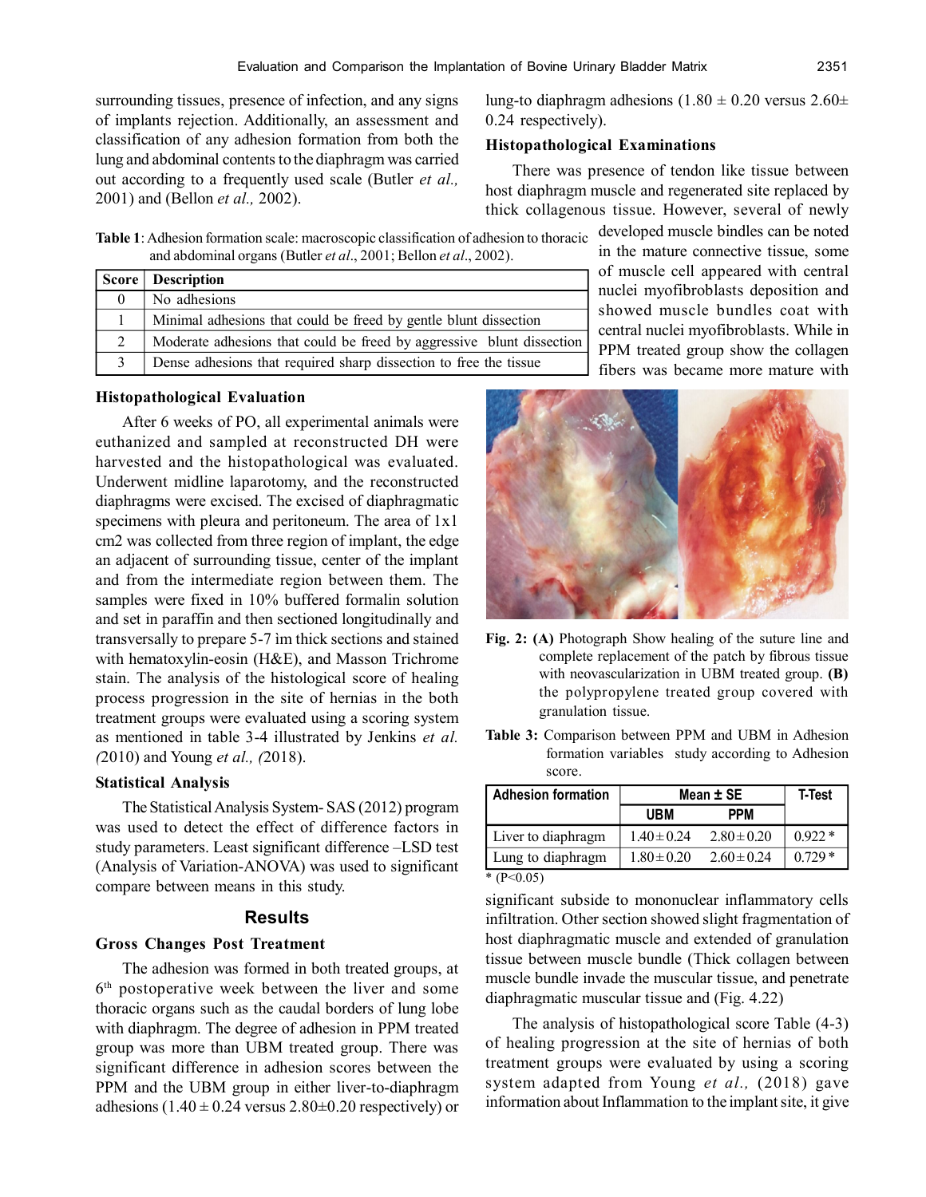surrounding tissues, presence of infection, and any signs of implants rejection. Additionally, an assessment and classification of any adhesion formation from both the lung and abdominal contents to the diaphragm was carried out according to a frequently used scale (Butler *et al.,* 2001) and (Bellon *et al.,* 2002).

**Table 1**: Adhesion formation scale: macroscopic classification of adhesion to thoracic and abdominal organs (Butler *et al*., 2001; Bellon *et al*., 2002).

| Score | Description |
|---|---|
| 0 | No adhesions |
| 1 | Minimal adhesions that could be freed by gentle blunt dissection |
| 2 | Moderate adhesions that could be freed by aggressive blunt dissection |
| 3 | Dense adhesions that required sharp dissection to free the tissue |

### Histopathological Evaluation

After 6 weeks of PO, all experimental animals were euthanized and sampled at reconstructed DH were harvested and the histopathological was evaluated. Underwent midline laparotomy, and the reconstructed diaphragms were excised. The excised of diaphragmatic specimens with pleura and peritoneum. The area of 1x1 cm2 was collected from three region of implant, the edge an adjacent of surrounding tissue, center of the implant and from the intermediate region between them. The samples were fixed in 10% buffered formalin solution and set in paraffin and then sectioned longitudinally and transversally to prepare 5-7 ìm thick sections and stained with hematoxylin-eosin (H&E), and Masson Trichrome stain. The analysis of the histological score of healing process progression in the site of hernias in the both treatment groups were evaluated using a scoring system as mentioned in table 3-4 illustrated by Jenkins *et al. (*2010) and Young *et al., (*2018).

### Statistical Analysis

The Statistical Analysis System- SAS (2012) program was used to detect the effect of difference factors in study parameters. Least significant difference –LSD test (Analysis of Variation-ANOVA) was used to significant compare between means in this study.

## Results

### Gross Changes Post Treatment

The adhesion was formed in both treated groups, at 6th postoperative week between the liver and some thoracic organs such as the caudal borders of lung lobe with diaphragm. The degree of adhesion in PPM treated group was more than UBM treated group. There was significant difference in adhesion scores between the PPM and the UBM group in either liver-to-diaphragm adhesions (1.40 ± 0.24 versus 2.80±0.20 respectively) or lung-to diaphragm adhesions (1.80 ± 0.20 versus 2.60± 0.24 respectively).

### Histopathological Examinations

There was presence of tendon like tissue between host diaphragm muscle and regenerated site replaced by thick collagenous tissue. However, several of newly developed muscle bindles can be noted in the mature connective tissue, some of muscle cell appeared with central nuclei myofibroblasts deposition and showed muscle bundles coat with central nuclei myofibroblasts. While in PPM treated group show the collagen fibers was became more mature with significant subside to mononuclear inflammatory cells infiltration. Other section showed slight fragmentation of host diaphragmatic muscle and extended of granulation tissue between muscle bundle (Thick collagen between muscle bundle invade the muscular tissue, and penetrate diaphragmatic muscular tissue and (Fig. 4.22)

**Fig. 2: (A)** Photograph Show healing of the suture line and complete replacement of the patch by fibrous tissue with neovascularization in UBM treated group. **(B)** the polypropylene treated group covered with granulation tissue.

**Table 3:** Comparison between PPM and UBM in Adhesion formation variables study according to Adhesion score.

| Adhesion formation | Mean ± SE | | T-Test |
|---|---|---|---|
| | UBM | PPM | |
| Liver to diaphragm | 1.40 ± 0.24 | 2.80 ± 0.20 | 0.922 * |
| Lung to diaphragm | 1.80 ± 0.20 | 2.60 ± 0.24 | 0.729 * |

\* (P<0.05)

The analysis of histopathological score Table (4-3) of healing progression at the site of hernias of both treatment groups were evaluated by using a scoring system adapted from Young *et al.,* (2018) gave information about Inflammation to the implant site, it give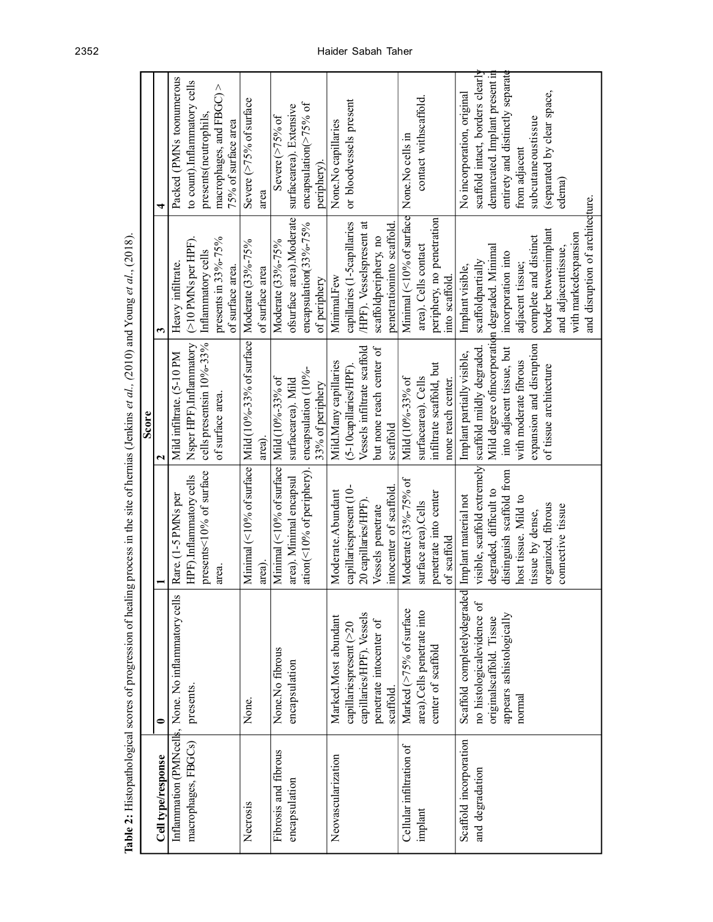**Table 2:** Histopathological scores of progression of healing process in the site of hernias (Jenkins *et al.*, (2010) and Young *et al.*, (2018).

| Cell type/response | Score | | | | |
|---|---|---|---|---|---|
| | 0 | 1 | 2 | 3 | 4 |
| Inflammation (PMNcells, macrophages, FBGCs) | None. No inflammatory cells presents. | Rare. (1-5 PMNs per HPF).Inflammatory cells presents<10% of surface area. | Mild infiltrate. (5-10 PM Nsper HPF).Inflammatory cells presentsin 10%-33% of surface area. | Heavy infiltrate. (>10 PMNs per HPF). Inflammatory cells presents in 33%-75% of surface area. | Packed (PMNs toonumerous to count).Inflammatory cells presents(neutrophils, macrophages, and FBGC) > 75% of surface area |
| Necrosis | None. | Minimal (<10% of surface area). | Mild (10%-33% of surface area). | Moderate (33%-75% of surface area | Severe (>75% of surface area |
| Fibrosis and fibrous encapsulation | None.No fibrous encapsulation | Minimal (<10% of surface area). Minimal encapsulation(<10% of periphery). | Mild (10%-33% of surfacearea). Mild encapsulation (10%-33% of periphery | Moderate (33%-75% ofsurface area).Moderate encapsulation(33%-75% of periphery | Severe (>75% of surfacearea). Extensive encapsulation(>75% of periphery). |
| Neovascularization | Marked.Most abundant capillariespresent (>20 capillaries/HPF). Vessels penetrate intocenter of scaffold. | Moderate.Abundant capillariespresent (10-20 capillaries/HPF). Vessels penetrate intocenter of scaffold. | Mild.Many capillaries (5-10capillaries/HPF). Vessels infiltrate scaffold but none reach center of scaffold | Minimal.Few capillaries (1-5capillaries /HPF). Vesselspresent at scaffoldperiphery, no penetrationinto scaffold. | None.No capillaries or bloodvessels present |
| Cellular infiltration of implant | Marked (>75% of surface area).Cells penetrate into center of scaffold | Moderate (33%-75% of surface area).Cells penetrate into center of scaffold | Mild (10%-33% of surfacearea). Cells infiltrate scaffold, but none reach center. | Minimal (<10% of surface area). Cells contact periphery, no penetration into scaffold. | None.No cells in contact withscaffold. |
| Scaffold incorporation and degradation | Scaffold completelydegraded no histologicalevidence of originalscaffold. Tissue appears ashistologically normal | Implant material not visible, scaffold extremely degraded, difficult to distinguish scaffold from host tissue. Mild to tissue by dense, organized, fibrous connective tissue | Implant partially visible, scaffold mildly degraded. Mild degree ofincorporation into adjacent tissue, but with moderate fibrous expansion and disruption of tissue architecture | Implant visible, scaffoldpartially degraded. Minimal incorporation into adjacent tissue; complete and distinct border betweenimplant and adjacenttissue, with markedexpansion and disruption of architecture. | No incorporation, original scaffold intact, borders clearly demarcated. Implant present in entirety and distinctly separate from adjacent subcutaneoustissue (separated by clear space, edema) |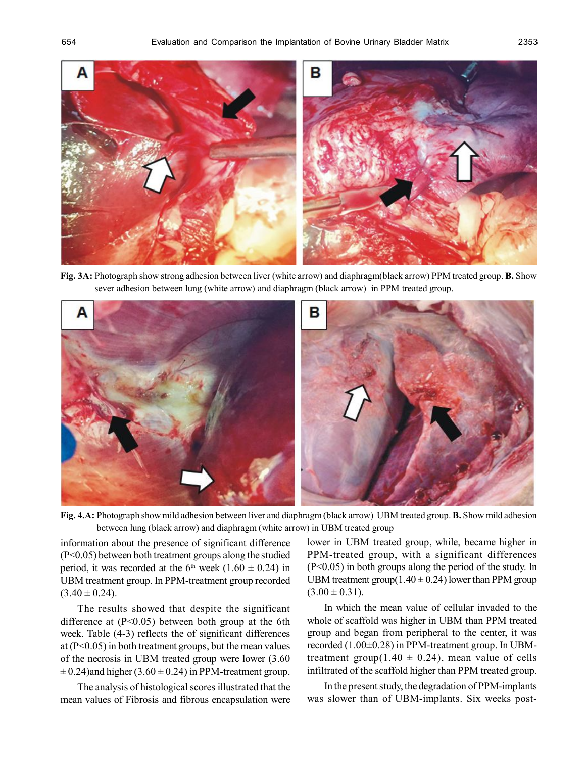**Fig. 3A:** Photograph show strong adhesion between liver (white arrow) and diaphragm(black arrow) PPM treated group. **B.** Show sever adhesion between lung (white arrow) and diaphragm (black arrow) in PPM treated group.

**Fig. 4.A:** Photograph show mild adhesion between liver and diaphragm (black arrow) UBM treated group. **B.** Show mild adhesion between lung (black arrow) and diaphragm (white arrow) in UBM treated group

information about the presence of significant difference ($P<0.05$) between both treatment groups along the studied period, it was recorded at the 6$^{th}$ week ($1.60 \pm 0.24$) in UBM treatment group. In PPM-treatment group recorded ($3.40 \pm 0.24$).

The results showed that despite the significant difference at ($P<0.05$) between both group at the 6th week. Table (4-3) reflects the of significant differences at ($P<0.05$) in both treatment groups, but the mean values of the necrosis in UBM treated group were lower ($3.60 \pm 0.24$)and higher ($3.60 \pm 0.24$) in PPM-treatment group.

The analysis of histological scores illustrated that the mean values of Fibrosis and fibrous encapsulation were lower in UBM treated group, while, became higher in PPM-treated group, with a significant differences ($P<0.05$) in both groups along the period of the study. In UBM treatment group($1.40 \pm 0.24$) lower than PPM group ($3.00 \pm 0.31$).

In which the mean value of cellular invaded to the whole of scaffold was higher in UBM than PPM treated group and began from peripheral to the center, it was recorded ($1.00 \pm 0.28$) in PPM-treatment group. In UBM-treatment group($1.40 \pm 0.24$), mean value of cells infiltrated of the scaffold higher than PPM treated group.

In the present study, the degradation of PPM-implants was slower than of UBM-implants. Six weeks post-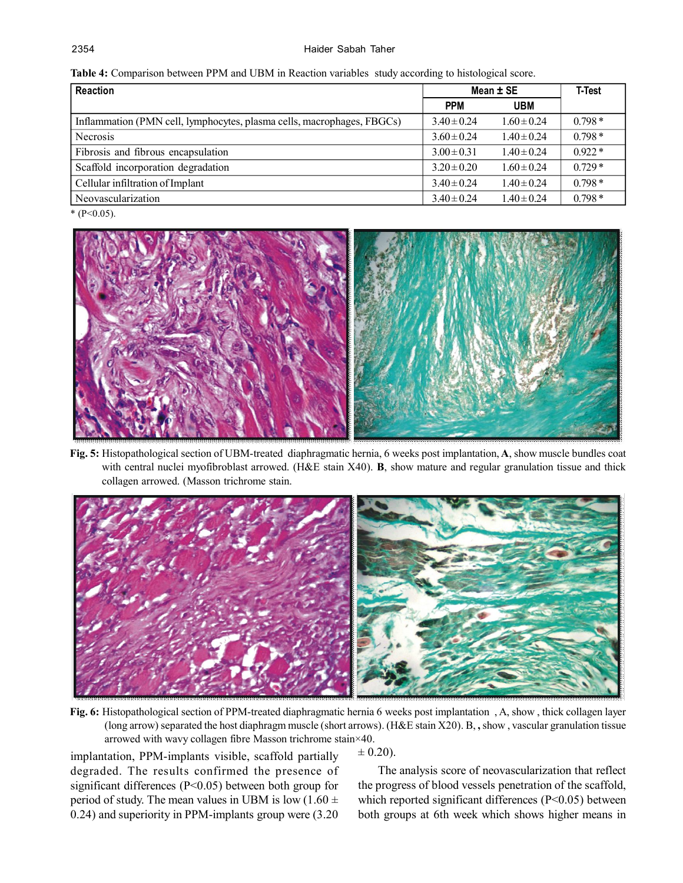**Table 4:** Comparison between PPM and UBM in Reaction variables study according to histological score.

| Reaction | Mean ± SE | | T-Test |
|---|---|---|---|
| | PPM | UBM | |
| Inflammation (PMN cell, lymphocytes, plasma cells, macrophages, FBGCs) | 3.40 ± 0.24 | 1.60 ± 0.24 | 0.798 * |
| Necrosis | 3.60 ± 0.24 | 1.40 ± 0.24 | 0.798 * |
| Fibrosis and fibrous encapsulation | 3.00 ± 0.31 | 1.40 ± 0.24 | 0.922 * |
| Scaffold incorporation degradation | 3.20 ± 0.20 | 1.60 ± 0.24 | 0.729 * |
| Cellular infiltration of Implant | 3.40 ± 0.24 | 1.40 ± 0.24 | 0.798 * |
| Neovascularization | 3.40 ± 0.24 | 1.40 ± 0.24 | 0.798 * |

* ($P<0.05$).

**Fig. 5:** Histopathological section of UBM-treated diaphragmatic hernia, 6 weeks post implantation, **A**, show muscle bundles coat with central nuclei myofibroblast arrowed. (H&E stain X40). **B**, show mature and regular granulation tissue and thick collagen arrowed. (Masson trichrome stain.

**Fig. 6:** Histopathological section of PPM-treated diaphragmatic hernia 6 weeks post implantation , A, show , thick collagen layer (long arrow) separated the host diaphragm muscle (short arrows). (H&E stain X20). B, **,** show , vascular granulation tissue arrowed with wavy collagen fibre Masson trichrome stain×40.

implantation, PPM-implants visible, scaffold partially degraded. The results confirmed the presence of significant differences ($P<0.05$) between both group for period of study. The mean values in UBM is low (1.60 ± 0.24) and superiority in PPM-implants group were (3.20 ± 0.20).

The analysis score of neovascularization that reflect the progress of blood vessels penetration of the scaffold, which reported significant differences ($P<0.05$) between both groups at 6th week which shows higher means in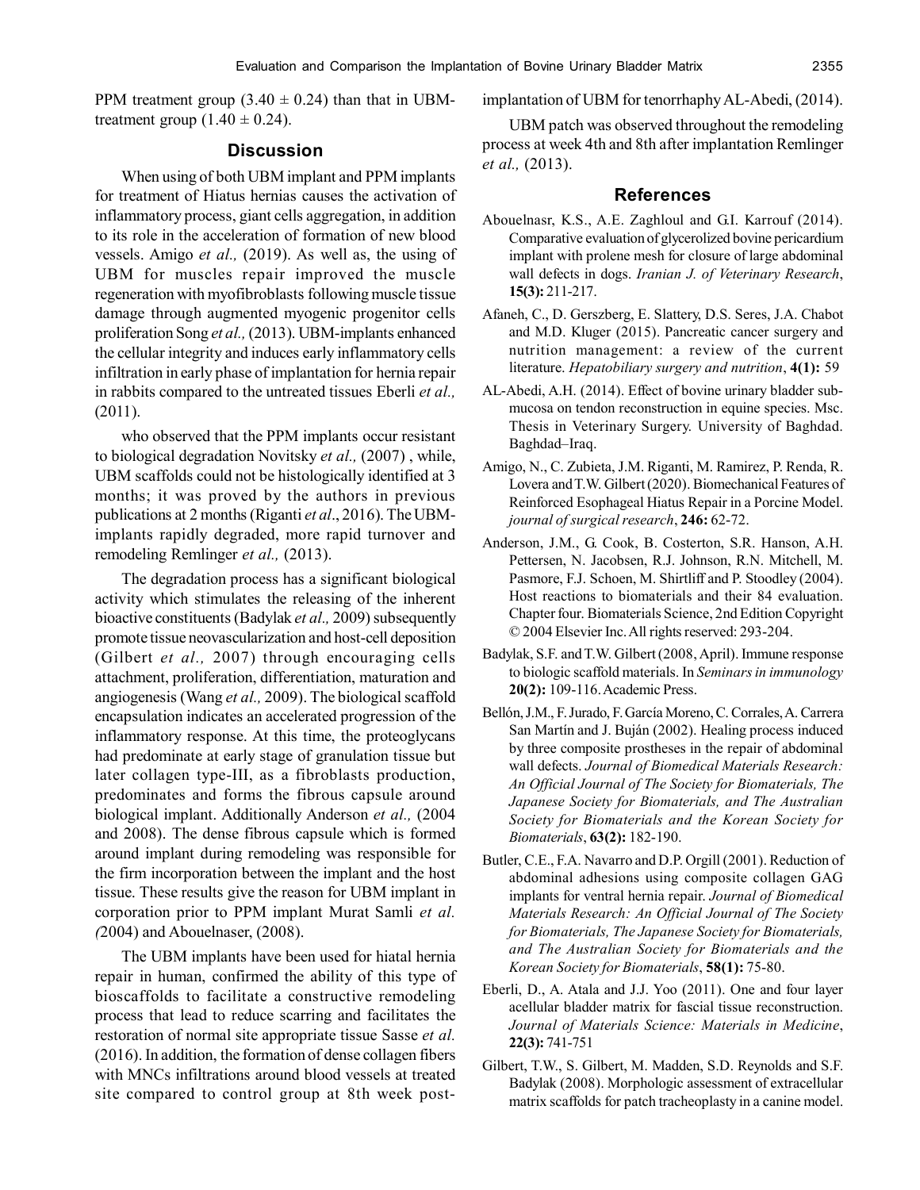PPM treatment group ($3.40 \pm 0.24$) than that in UBM-treatment group ($1.40 \pm 0.24$).

## Discussion

When using of both UBM implant and PPM implants for treatment of Hiatus hernias causes the activation of inflammatory process, giant cells aggregation, in addition to its role in the acceleration of formation of new blood vessels. Amigo *et al.,* (2019). As well as, the using of UBM for muscles repair improved the muscle regeneration with myofibroblasts following muscle tissue damage through augmented myogenic progenitor cells proliferation Song *et al.,* (2013). UBM-implants enhanced the cellular integrity and induces early inflammatory cells infiltration in early phase of implantation for hernia repair in rabbits compared to the untreated tissues Eberli *et al.,* (2011).

who observed that the PPM implants occur resistant to biological degradation Novitsky *et al.,* (2007) , while, UBM scaffolds could not be histologically identified at 3 months; it was proved by the authors in previous publications at 2 months (Riganti *et al*., 2016). The UBM-implants rapidly degraded, more rapid turnover and remodeling Remlinger *et al.,* (2013).

The degradation process has a significant biological activity which stimulates the releasing of the inherent bioactive constituents (Badylak *et al.,* 2009) subsequently promote tissue neovascularization and host-cell deposition (Gilbert *et al.,* 2007) through encouraging cells attachment, proliferation, differentiation, maturation and angiogenesis (Wang *et al.,* 2009). The biological scaffold encapsulation indicates an accelerated progression of the inflammatory response. At this time, the proteoglycans had predominate at early stage of granulation tissue but later collagen type-III, as a fibroblasts production, predominates and forms the fibrous capsule around biological implant. Additionally Anderson *et al.,* (2004 and 2008). The dense fibrous capsule which is formed around implant during remodeling was responsible for the firm incorporation between the implant and the host tissue. These results give the reason for UBM implant in corporation prior to PPM implant Murat Samli *et al.* *(*2004) and Abouelnaser, (2008).

The UBM implants have been used for hiatal hernia repair in human, confirmed the ability of this type of bioscaffolds to facilitate a constructive remodeling process that lead to reduce scarring and facilitates the restoration of normal site appropriate tissue Sasse *et al.* (2016). In addition, the formation of dense collagen fibers with MNCs infiltrations around blood vessels at treated site compared to control group at 8th week post-implantation of UBM for tenorrhaphy AL-Abedi, (2014).

UBM patch was observed throughout the remodeling process at week 4th and 8th after implantation Remlinger *et al.,* (2013).

## References

Abouelnasr, K.S., A.E. Zaghloul and G.I. Karrouf (2014). Comparative evaluation of glycerolized bovine pericardium implant with prolene mesh for closure of large abdominal wall defects in dogs. *Iranian J. of Veterinary Research*, **15(3):** 211-217.

Afaneh, C., D. Gerszberg, E. Slattery, D.S. Seres, J.A. Chabot and M.D. Kluger (2015). Pancreatic cancer surgery and nutrition management: a review of the current literature. *Hepatobiliary surgery and nutrition*, **4(1):** 59

AL-Abedi, A.H. (2014). Effect of bovine urinary bladder sub-mucosa on tendon reconstruction in equine species. Msc. Thesis in Veterinary Surgery. University of Baghdad. Baghdad–Iraq.

Amigo, N., C. Zubieta, J.M. Riganti, M. Ramirez, P. Renda, R. Lovera and T.W. Gilbert (2020). Biomechanical Features of Reinforced Esophageal Hiatus Repair in a Porcine Model. *journal of surgical research*, **246:** 62-72.

Anderson, J.M., G. Cook, B. Costerton, S.R. Hanson, A.H. Pettersen, N. Jacobsen, R.J. Johnson, R.N. Mitchell, M. Pasmore, F.J. Schoen, M. Shirtliff and P. Stoodley (2004). Host reactions to biomaterials and their 84 evaluation. Chapter four. Biomaterials Science, 2nd Edition Copyright © 2004 Elsevier Inc. All rights reserved: 293-204.

Badylak, S.F. and T.W. Gilbert (2008, April). Immune response to biologic scaffold materials. In *Seminars in immunology* **20(2):** 109-116. Academic Press.

Bellón, J.M., F. Jurado, F. García Moreno, C. Corrales, A. Carrera San Martín and J. Buján (2002). Healing process induced by three composite prostheses in the repair of abdominal wall defects. *Journal of Biomedical Materials Research: An Official Journal of The Society for Biomaterials, The Japanese Society for Biomaterials, and The Australian Society for Biomaterials and the Korean Society for Biomaterials*, **63(2):** 182-190.

Butler, C.E., F.A. Navarro and D.P. Orgill (2001). Reduction of abdominal adhesions using composite collagen GAG implants for ventral hernia repair. *Journal of Biomedical Materials Research: An Official Journal of The Society for Biomaterials, The Japanese Society for Biomaterials, and The Australian Society for Biomaterials and the Korean Society for Biomaterials*, **58(1):** 75-80.

Eberli, D., A. Atala and J.J. Yoo (2011). One and four layer acellular bladder matrix for fascial tissue reconstruction. *Journal of Materials Science: Materials in Medicine*, **22(3):** 741-751

Gilbert, T.W., S. Gilbert, M. Madden, S.D. Reynolds and S.F. Badylak (2008). Morphologic assessment of extracellular matrix scaffolds for patch tracheoplasty in a canine model.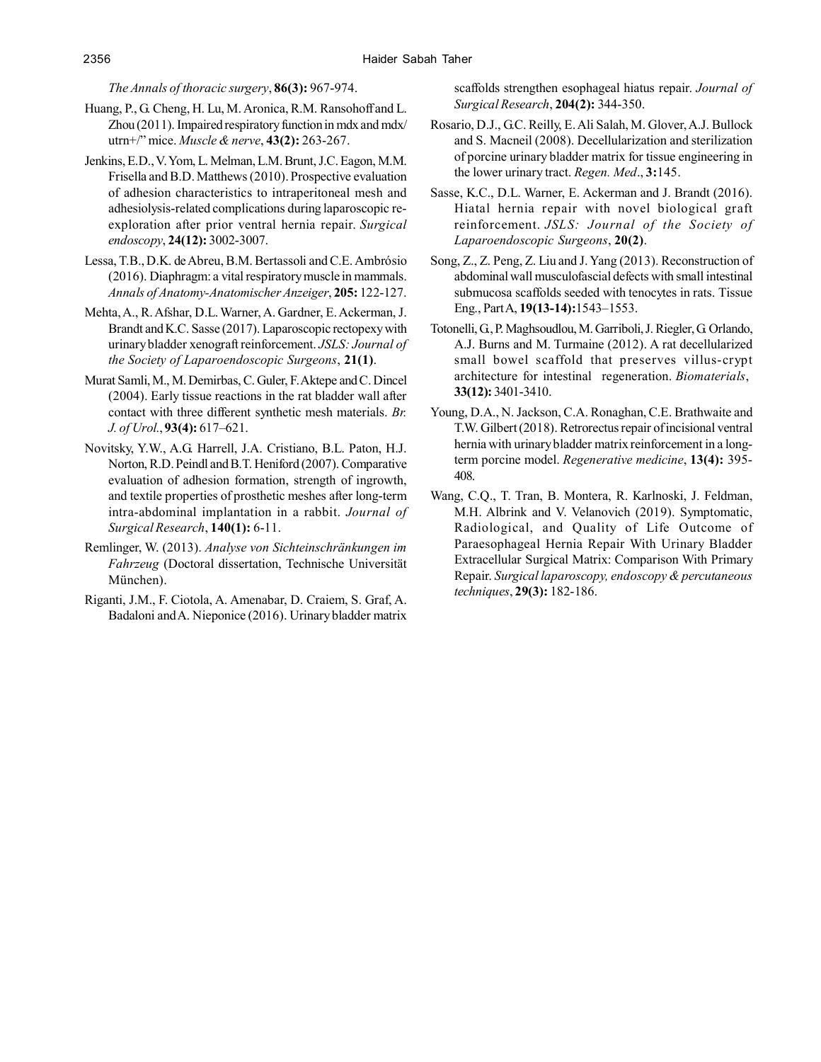*The Annals of thoracic surgery*, **86(3):** 967-974.

Huang, P., G. Cheng, H. Lu, M. Aronica, R.M. Ransohoff and L. Zhou (2011). Impaired respiratory function in mdx and mdx/utrn+/" mice. *Muscle & nerve*, **43(2):** 263-267.

Jenkins, E.D., V. Yom, L. Melman, L.M. Brunt, J.C. Eagon, M.M. Frisella and B.D. Matthews (2010). Prospective evaluation of adhesion characteristics to intraperitoneal mesh and adhesiolysis-related complications during laparoscopic re-exploration after prior ventral hernia repair. *Surgical endoscopy*, **24(12):** 3002-3007.

Lessa, T.B., D.K. de Abreu, B.M. Bertassoli and C.E. Ambrósio (2016). Diaphragm: a vital respiratory muscle in mammals. *Annals of Anatomy-Anatomischer Anzeiger*, **205:** 122-127.

Mehta, A., R. Afshar, D.L. Warner, A. Gardner, E. Ackerman, J. Brandt and K.C. Sasse (2017). Laparoscopic rectopexy with urinary bladder xenograft reinforcement. *JSLS: Journal of the Society of Laparoendoscopic Surgeons*, **21(1)**.

Murat Samli, M., M. Demirbas, C. Guler, F. Aktepe and C. Dincel (2004). Early tissue reactions in the rat bladder wall after contact with three different synthetic mesh materials. *Br. J. of Urol.*, **93(4):** 617–621.

Novitsky, Y.W., A.G. Harrell, J.A. Cristiano, B.L. Paton, H.J. Norton, R.D. Peindl and B.T. Heniford (2007). Comparative evaluation of adhesion formation, strength of ingrowth, and textile properties of prosthetic meshes after long-term intra-abdominal implantation in a rabbit. *Journal of Surgical Research*, **140(1):** 6-11.

Remlinger, W. (2013). *Analyse von Sichteinschränkungen im Fahrzeug* (Doctoral dissertation, Technische Universität München).

Riganti, J.M., F. Ciotola, A. Amenabar, D. Craiem, S. Graf, A. Badaloni and A. Nieponice (2016). Urinary bladder matrix scaffolds strengthen esophageal hiatus repair. *Journal of Surgical Research*, **204(2):** 344-350.

Rosario, D.J., G.C. Reilly, E. Ali Salah, M. Glover, A.J. Bullock and S. Macneil (2008). Decellularization and sterilization of porcine urinary bladder matrix for tissue engineering in the lower urinary tract. *Regen. Med*., **3:**145.

Sasse, K.C., D.L. Warner, E. Ackerman and J. Brandt (2016). Hiatal hernia repair with novel biological graft reinforcement. *JSLS: Journal of the Society of Laparoendoscopic Surgeons*, **20(2)**.

Song, Z., Z. Peng, Z. Liu and J. Yang (2013). Reconstruction of abdominal wall musculofascial defects with small intestinal submucosa scaffolds seeded with tenocytes in rats. Tissue Eng., Part A, **19(13-14):**1543–1553.

Totonelli, G., P. Maghsoudlou, M. Garriboli, J. Riegler, G. Orlando, A.J. Burns and M. Turmaine (2012). A rat decellularized small bowel scaffold that preserves villus-crypt architecture for intestinal regeneration. *Biomaterials*, **33(12):** 3401-3410.

Young, D.A., N. Jackson, C.A. Ronaghan, C.E. Brathwaite and T.W. Gilbert (2018). Retrorectus repair of incisional ventral hernia with urinary bladder matrix reinforcement in a long-term porcine model. *Regenerative medicine*, **13(4):** 395-408.

Wang, C.Q., T. Tran, B. Montera, R. Karlnoski, J. Feldman, M.H. Albrink and V. Velanovich (2019). Symptomatic, Radiological, and Quality of Life Outcome of Paraesophageal Hernia Repair With Urinary Bladder Extracellular Surgical Matrix: Comparison With Primary Repair. *Surgical laparoscopy, endoscopy & percutaneous techniques*, **29(3):** 182-186.